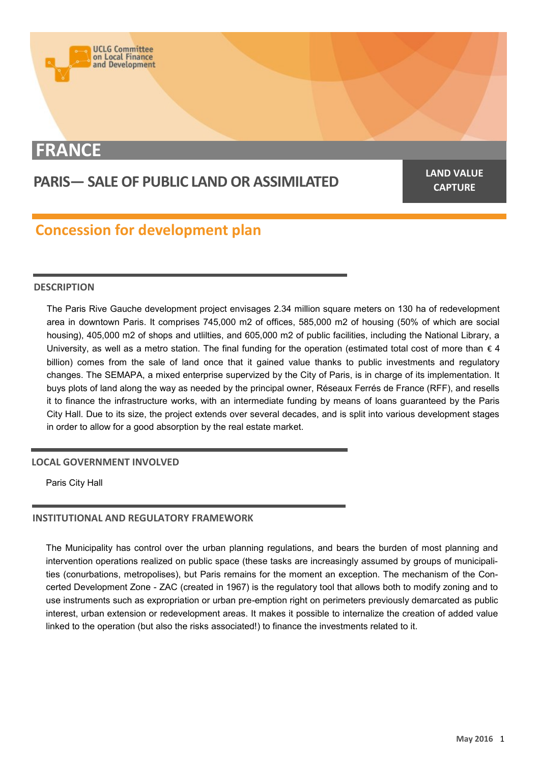UCLG Committee on Local Finance and Development

# FRANCE

## PARIS— SALE OF PUBLIC LAND OR ASSIMILATED

**LAND VALUE CAPTURE**

## Concession for development plan

### DESCRIPTION

The Paris Rive Gauche development project envisages 2.34 million square meters on 130 ha of redevelopment area in downtown Paris. It comprises 745,000 m2 of offices, 585,000 m2 of housing (50% of which are social housing), 405,000 m2 of shops and utlilties, and 605,000 m2 of public facilities, including the National Library, a University, as well as a metro station. The final funding for the operation (estimated total cost of more than € 4 billion) comes from the sale of land once that it gained value thanks to public investments and regulatory changes. The SEMAPA, a mixed enterprise supervized by the City of Paris, is in charge of its implementation. It buys plots of land along the way as needed by the principal owner, Réseaux Ferrés de France (RFF), and resells it to finance the infrastructure works, with an intermediate funding by means of loans guaranteed by the Paris City Hall. Due to its size, the project extends over several decades, and is split into various development stages in order to allow for a good absorption by the real estate market.

### LOCAL GOVERNMENT INVOLVED

Paris City Hall

### INSTITUTIONAL AND REGULATORY FRAMEWORK

The Municipality has control over the urban planning regulations, and bears the burden of most planning and intervention operations realized on public space (these tasks are increasingly assumed by groups of municipalities (conurbations, metropolises), but Paris remains for the moment an exception. The mechanism of the Concerted Development Zone - ZAC (created in 1967) is the regulatory tool that allows both to modify zoning and to use instruments such as expropriation or urban pre-emption right on perimeters previously demarcated as public interest, urban extension or redevelopment areas. It makes it possible to internalize the creation of added value linked to the operation (but also the risks associated!) to finance the investments related to it.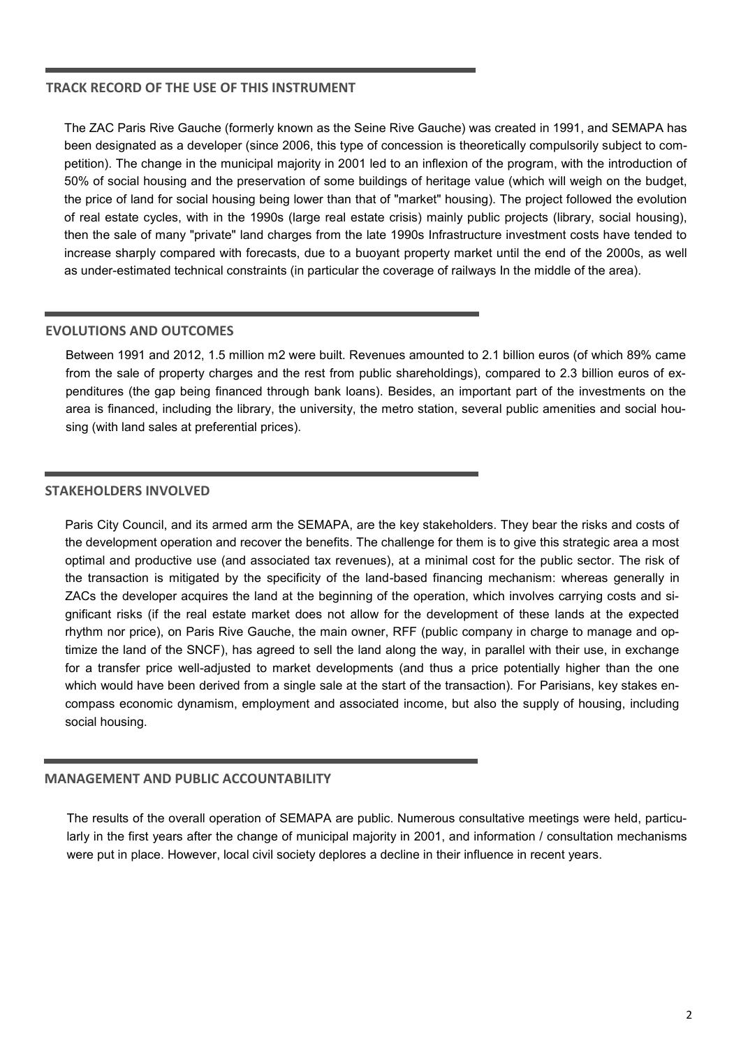## TRACK RECORD OF THE USE OF THIS INSTRUMENT

The ZAC Paris Rive Gauche (formerly known as the Seine Rive Gauche) was created in 1991, and SEMAPA has been designated as a developer (since 2006, this type of concession is theoretically compulsorily subject to competition). The change in the municipal majority in 2001 led to an inflexion of the program, with the introduction of 50% of social housing and the preservation of some buildings of heritage value (which will weigh on the budget, the price of land for social housing being lower than that of "market" housing). The project followed the evolution of real estate cycles, with in the 1990s (large real estate crisis) mainly public projects (library, social housing), then the sale of many "private" land charges from the late 1990s Infrastructure investment costs have tended to increase sharply compared with forecasts, due to a buoyant property market until the end of the 2000s, as well as under-estimated technical constraints (in particular the coverage of railways In the middle of the area).

## EVOLUTIONS AND OUTCOMES

Between 1991 and 2012, 1.5 million m2 were built. Revenues amounted to 2.1 billion euros (of which 89% came from the sale of property charges and the rest from public shareholdings), compared to 2.3 billion euros of expenditures (the gap being financed through bank loans). Besides, an important part of the investments on the area is financed, including the library, the university, the metro station, several public amenities and social housing (with land sales at preferential prices).

## STAKEHOLDERS INVOLVED

Paris City Council, and its armed arm the SEMAPA, are the key stakeholders. They bear the risks and costs of the development operation and recover the benefits. The challenge for them is to give this strategic area a most optimal and productive use (and associated tax revenues), at a minimal cost for the public sector. The risk of the transaction is mitigated by the specificity of the land-based financing mechanism: whereas generally in ZACs the developer acquires the land at the beginning of the operation, which involves carrying costs and significant risks (if the real estate market does not allow for the development of these lands at the expected rhythm nor price), on Paris Rive Gauche, the main owner, RFF (public company in charge to manage and optimize the land of the SNCF), has agreed to sell the land along the way, in parallel with their use, in exchange for a transfer price well-adjusted to market developments (and thus a price potentially higher than the one which would have been derived from a single sale at the start of the transaction). For Parisians, key stakes encompass economic dynamism, employment and associated income, but also the supply of housing, including social housing.

## MANAGEMENT AND PUBLIC ACCOUNTABILITY

The results of the overall operation of SEMAPA are public. Numerous consultative meetings were held, particularly in the first years after the change of municipal majority in 2001, and information / consultation mechanisms were put in place. However, local civil society deplores a decline in their influence in recent years.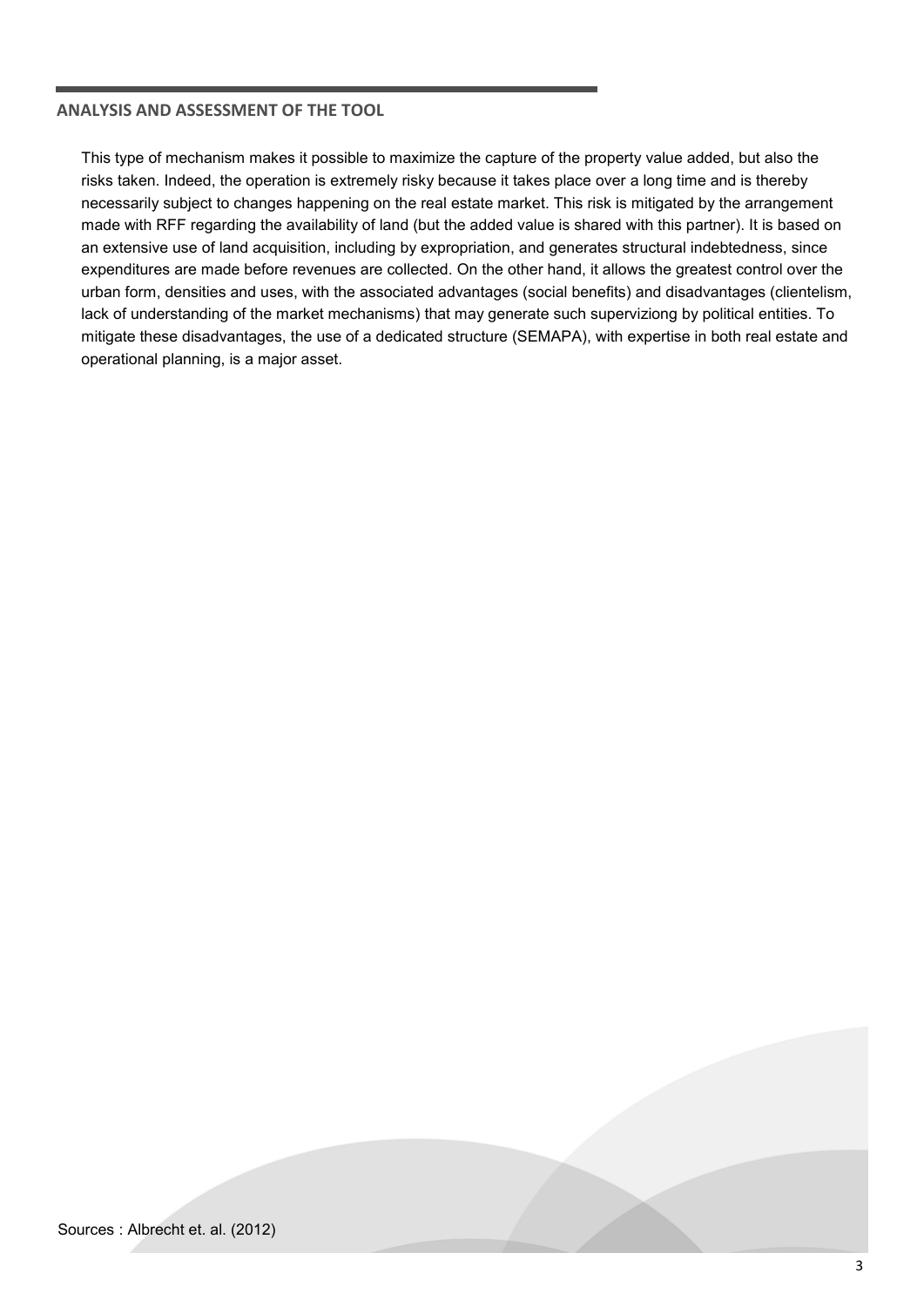## ANALYSIS AND ASSESSMENT OF THE TOOL

This type of mechanism makes it possible to maximize the capture of the property value added, but also the risks taken. Indeed, the operation is extremely risky because it takes place over a long time and is thereby necessarily subject to changes happening on the real estate market. This risk is mitigated by the arrangement made with RFF regarding the availability of land (but the added value is shared with this partner). It is based on an extensive use of land acquisition, including by expropriation, and generates structural indebtedness, since expenditures are made before revenues are collected. On the other hand, it allows the greatest control over the urban form, densities and uses, with the associated advantages (social benefits) and disadvantages (clientelism, lack of understanding of the market mechanisms) that may generate such superviziong by political entities. To mitigate these disadvantages, the use of a dedicated structure (SEMAPA), with expertise in both real estate and operational planning, is a major asset.

Sources : Albrecht et. al. (2012)